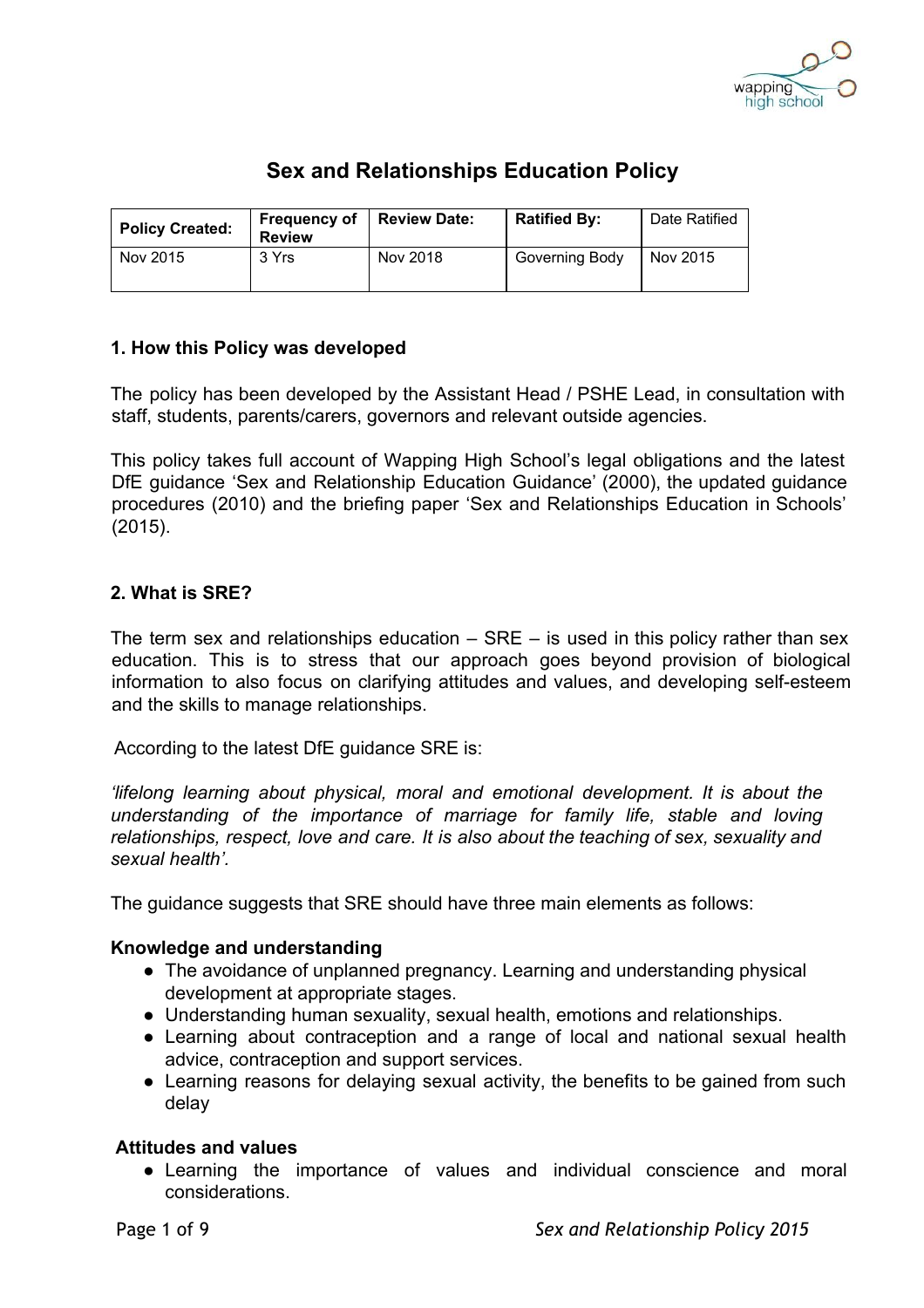# Sex and Relationships Education Policy

| Policy Created: | Frequency of Review | Review Date: | Ratified By: | Date Ratified |
| --- | --- | --- | --- | --- |
| Nov 2015 | 3 Yrs | Nov 2018 | Governing Body | Nov 2015 |

### 1. How this Policy was developed

The policy has been developed by the Assistant Head / PSHE Lead, in consultation with staff, students, parents/carers, governors and relevant outside agencies.

This policy takes full account of Wapping High School's legal obligations and the latest DfE guidance 'Sex and Relationship Education Guidance' (2000), the updated guidance procedures (2010) and the briefing paper 'Sex and Relationships Education in Schools' (2015).

### 2. What is SRE?

The term sex and relationships education – SRE – is used in this policy rather than sex education. This is to stress that our approach goes beyond provision of biological information to also focus on clarifying attitudes and values, and developing self-esteem and the skills to manage relationships.

According to the latest DfE guidance SRE is:

*'lifelong learning about physical, moral and emotional development. It is about the understanding of the importance of marriage for family life, stable and loving relationships, respect, love and care. It is also about the teaching of sex, sexuality and sexual health'.*

The guidance suggests that SRE should have three main elements as follows:

**Knowledge and understanding**

- The avoidance of unplanned pregnancy. Learning and understanding physical development at appropriate stages.
- Understanding human sexuality, sexual health, emotions and relationships.
- Learning about contraception and a range of local and national sexual health advice, contraception and support services.
- Learning reasons for delaying sexual activity, the benefits to be gained from such delay

**Attitudes and values**

- Learning the importance of values and individual conscience and moral considerations.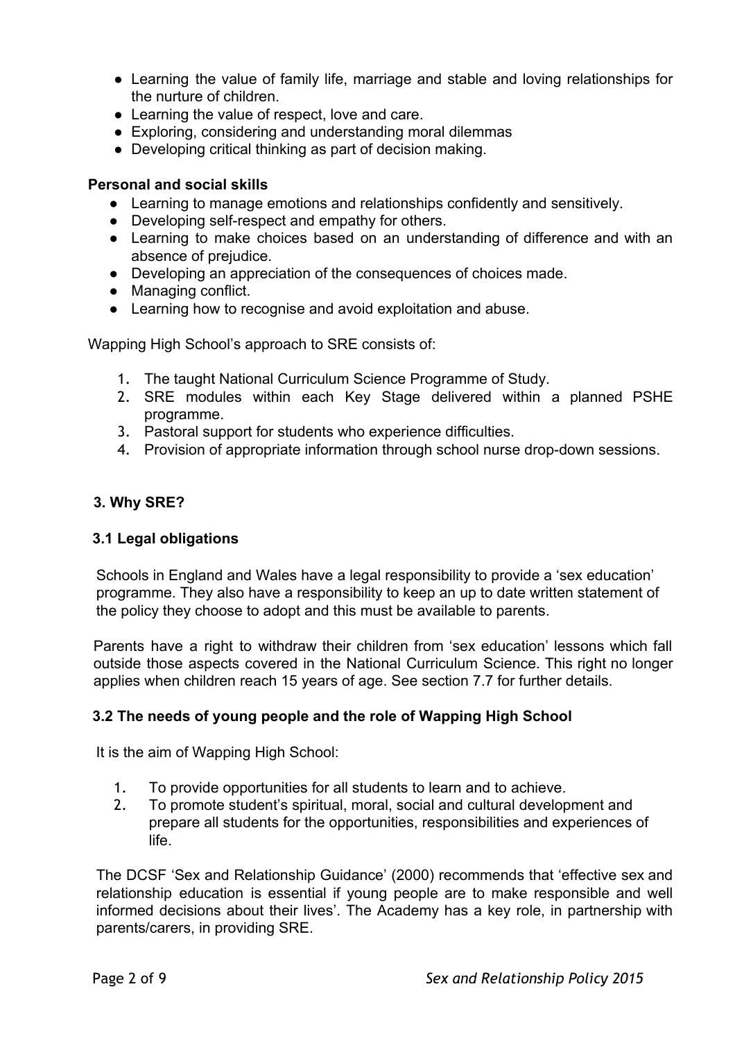- Learning the value of family life, marriage and stable and loving relationships for the nurture of children.
- Learning the value of respect, love and care.
- Exploring, considering and understanding moral dilemmas
- Developing critical thinking as part of decision making.

**Personal and social skills**

- Learning to manage emotions and relationships confidently and sensitively.
- Developing self-respect and empathy for others.
- Learning to make choices based on an understanding of difference and with an absence of prejudice.
- Developing an appreciation of the consequences of choices made.
- Managing conflict.
- Learning how to recognise and avoid exploitation and abuse.

Wapping High School's approach to SRE consists of:

1. The taught National Curriculum Science Programme of Study.
2. SRE modules within each Key Stage delivered within a planned PSHE programme.
3. Pastoral support for students who experience difficulties.
4. Provision of appropriate information through school nurse drop-down sessions.

## 3. Why SRE?

### 3.1 Legal obligations

Schools in England and Wales have a legal responsibility to provide a 'sex education' programme. They also have a responsibility to keep an up to date written statement of the policy they choose to adopt and this must be available to parents.

Parents have a right to withdraw their children from 'sex education' lessons which fall outside those aspects covered in the National Curriculum Science. This right no longer applies when children reach 15 years of age. See section 7.7 for further details.

### 3.2 The needs of young people and the role of Wapping High School

It is the aim of Wapping High School:

1. To provide opportunities for all students to learn and to achieve.
2. To promote student's spiritual, moral, social and cultural development and prepare all students for the opportunities, responsibilities and experiences of life.

The DCSF 'Sex and Relationship Guidance' (2000) recommends that 'effective sex and relationship education is essential if young people are to make responsible and well informed decisions about their lives'. The Academy has a key role, in partnership with parents/carers, in providing SRE.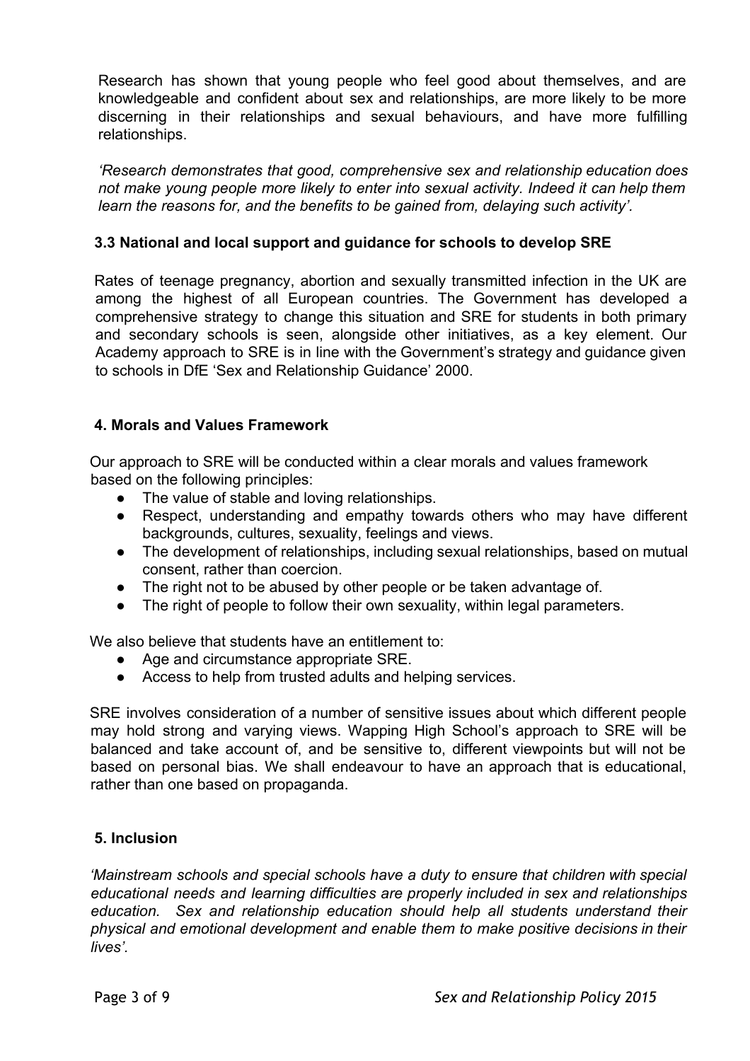Research has shown that young people who feel good about themselves, and are knowledgeable and confident about sex and relationships, are more likely to be more discerning in their relationships and sexual behaviours, and have more fulfilling relationships.

*'Research demonstrates that good, comprehensive sex and relationship education does not make young people more likely to enter into sexual activity. Indeed it can help them learn the reasons for, and the benefits to be gained from, delaying such activity'.*

### 3.3 National and local support and guidance for schools to develop SRE

Rates of teenage pregnancy, abortion and sexually transmitted infection in the UK are among the highest of all European countries. The Government has developed a comprehensive strategy to change this situation and SRE for students in both primary and secondary schools is seen, alongside other initiatives, as a key element. Our Academy approach to SRE is in line with the Government's strategy and guidance given to schools in DfE 'Sex and Relationship Guidance' 2000.

## 4. Morals and Values Framework

Our approach to SRE will be conducted within a clear morals and values framework based on the following principles:

- The value of stable and loving relationships.
- Respect, understanding and empathy towards others who may have different backgrounds, cultures, sexuality, feelings and views.
- The development of relationships, including sexual relationships, based on mutual consent, rather than coercion.
- The right not to be abused by other people or be taken advantage of.
- The right of people to follow their own sexuality, within legal parameters.

We also believe that students have an entitlement to:

- Age and circumstance appropriate SRE.
- Access to help from trusted adults and helping services.

SRE involves consideration of a number of sensitive issues about which different people may hold strong and varying views. Wapping High School's approach to SRE will be balanced and take account of, and be sensitive to, different viewpoints but will not be based on personal bias. We shall endeavour to have an approach that is educational, rather than one based on propaganda.

## 5. Inclusion

*'Mainstream schools and special schools have a duty to ensure that children with special educational needs and learning difficulties are properly included in sex and relationships education. Sex and relationship education should help all students understand their physical and emotional development and enable them to make positive decisions in their lives'.*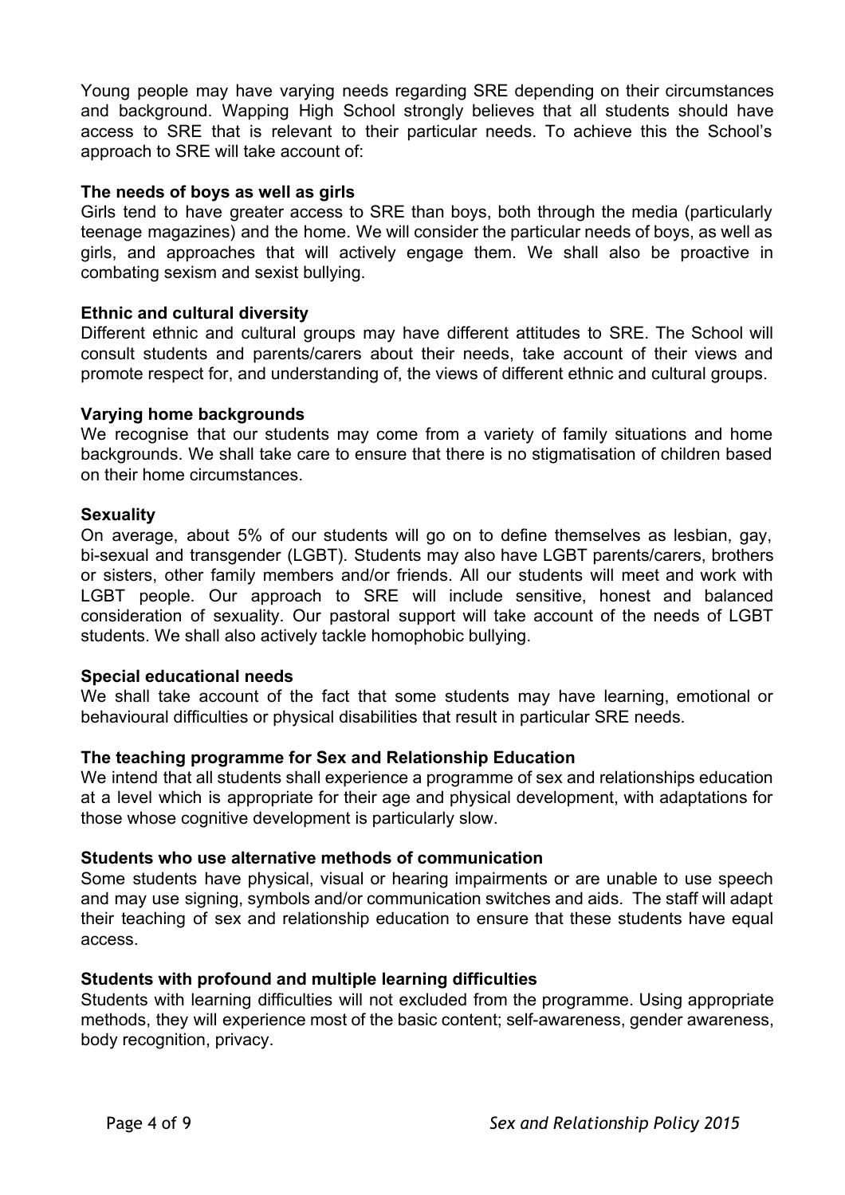Young people may have varying needs regarding SRE depending on their circumstances and background. Wapping High School strongly believes that all students should have access to SRE that is relevant to their particular needs. To achieve this the School's approach to SRE will take account of:

**The needs of boys as well as girls**

Girls tend to have greater access to SRE than boys, both through the media (particularly teenage magazines) and the home. We will consider the particular needs of boys, as well as girls, and approaches that will actively engage them. We shall also be proactive in combating sexism and sexist bullying.

**Ethnic and cultural diversity**

Different ethnic and cultural groups may have different attitudes to SRE. The School will consult students and parents/carers about their needs, take account of their views and promote respect for, and understanding of, the views of different ethnic and cultural groups.

**Varying home backgrounds**

We recognise that our students may come from a variety of family situations and home backgrounds. We shall take care to ensure that there is no stigmatisation of children based on their home circumstances.

**Sexuality**

On average, about 5% of our students will go on to define themselves as lesbian, gay, bi-sexual and transgender (LGBT). Students may also have LGBT parents/carers, brothers or sisters, other family members and/or friends. All our students will meet and work with LGBT people. Our approach to SRE will include sensitive, honest and balanced consideration of sexuality. Our pastoral support will take account of the needs of LGBT students. We shall also actively tackle homophobic bullying.

**Special educational needs**

We shall take account of the fact that some students may have learning, emotional or behavioural difficulties or physical disabilities that result in particular SRE needs.

**The teaching programme for Sex and Relationship Education**

We intend that all students shall experience a programme of sex and relationships education at a level which is appropriate for their age and physical development, with adaptations for those whose cognitive development is particularly slow.

**Students who use alternative methods of communication**

Some students have physical, visual or hearing impairments or are unable to use speech and may use signing, symbols and/or communication switches and aids. The staff will adapt their teaching of sex and relationship education to ensure that these students have equal access.

**Students with profound and multiple learning difficulties**

Students with learning difficulties will not excluded from the programme. Using appropriate methods, they will experience most of the basic content; self-awareness, gender awareness, body recognition, privacy.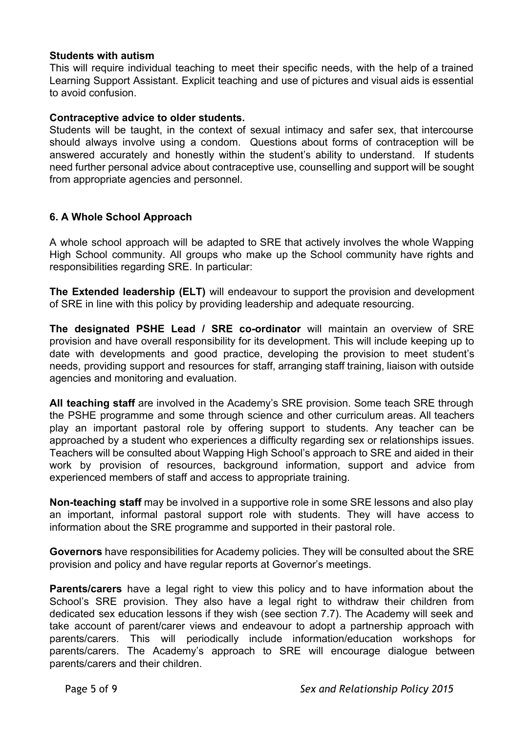**Students with autism**

This will require individual teaching to meet their specific needs, with the help of a trained Learning Support Assistant. Explicit teaching and use of pictures and visual aids is essential to avoid confusion.

**Contraceptive advice to older students.**

Students will be taught, in the context of sexual intimacy and safer sex, that intercourse should always involve using a condom. Questions about forms of contraception will be answered accurately and honestly within the student's ability to understand. If students need further personal advice about contraceptive use, counselling and support will be sought from appropriate agencies and personnel.

## 6. A Whole School Approach

A whole school approach will be adapted to SRE that actively involves the whole Wapping High School community. All groups who make up the School community have rights and responsibilities regarding SRE. In particular:

**The Extended leadership (ELT)** will endeavour to support the provision and development of SRE in line with this policy by providing leadership and adequate resourcing.

**The designated PSHE Lead / SRE co-ordinator** will maintain an overview of SRE provision and have overall responsibility for its development. This will include keeping up to date with developments and good practice, developing the provision to meet student's needs, providing support and resources for staff, arranging staff training, liaison with outside agencies and monitoring and evaluation.

**All teaching staff** are involved in the Academy's SRE provision. Some teach SRE through the PSHE programme and some through science and other curriculum areas. All teachers play an important pastoral role by offering support to students. Any teacher can be approached by a student who experiences a difficulty regarding sex or relationships issues. Teachers will be consulted about Wapping High School's approach to SRE and aided in their work by provision of resources, background information, support and advice from experienced members of staff and access to appropriate training.

**Non-teaching staff** may be involved in a supportive role in some SRE lessons and also play an important, informal pastoral support role with students. They will have access to information about the SRE programme and supported in their pastoral role.

**Governors** have responsibilities for Academy policies. They will be consulted about the SRE provision and policy and have regular reports at Governor's meetings.

**Parents/carers** have a legal right to view this policy and to have information about the School's SRE provision. They also have a legal right to withdraw their children from dedicated sex education lessons if they wish (see section 7.7). The Academy will seek and take account of parent/carer views and endeavour to adopt a partnership approach with parents/carers. This will periodically include information/education workshops for parents/carers. The Academy's approach to SRE will encourage dialogue between parents/carers and their children.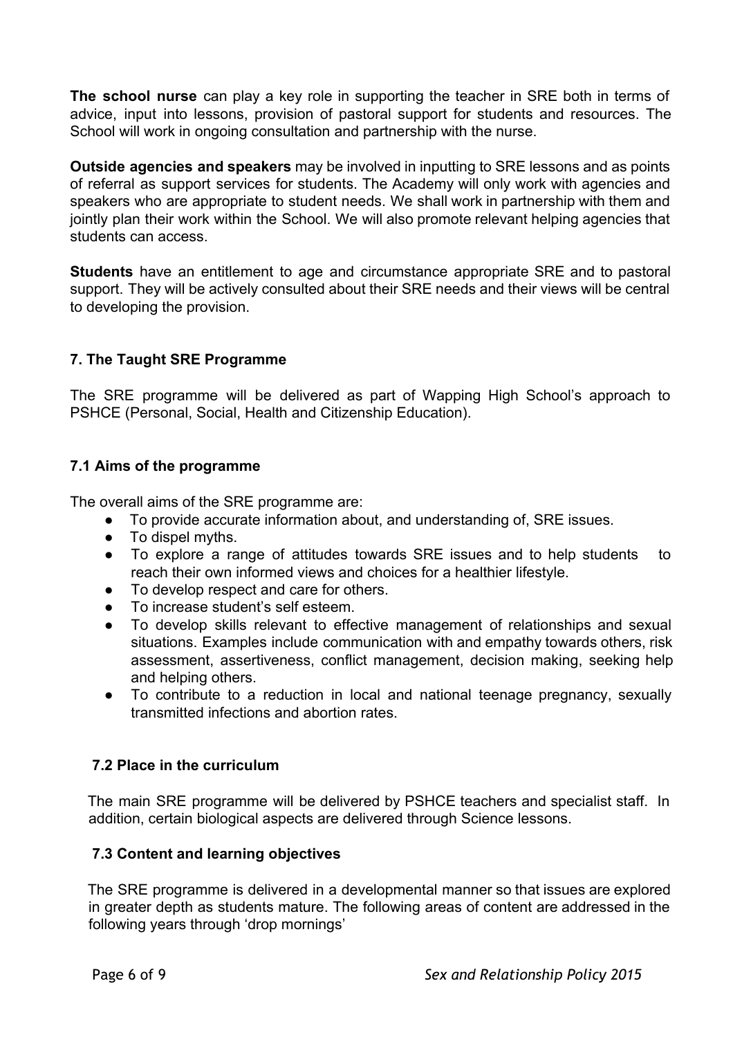**The school nurse** can play a key role in supporting the teacher in SRE both in terms of advice, input into lessons, provision of pastoral support for students and resources. The School will work in ongoing consultation and partnership with the nurse.

**Outside agencies and speakers** may be involved in inputting to SRE lessons and as points of referral as support services for students. The Academy will only work with agencies and speakers who are appropriate to student needs. We shall work in partnership with them and jointly plan their work within the School. We will also promote relevant helping agencies that students can access.

**Students** have an entitlement to age and circumstance appropriate SRE and to pastoral support. They will be actively consulted about their SRE needs and their views will be central to developing the provision.

### 7. The Taught SRE Programme

The SRE programme will be delivered as part of Wapping High School's approach to PSHCE (Personal, Social, Health and Citizenship Education).

#### 7.1 Aims of the programme

The overall aims of the SRE programme are:

- To provide accurate information about, and understanding of, SRE issues.
- To dispel myths.
- To explore a range of attitudes towards SRE issues and to help students to reach their own informed views and choices for a healthier lifestyle.
- To develop respect and care for others.
- To increase student's self esteem.
- To develop skills relevant to effective management of relationships and sexual situations. Examples include communication with and empathy towards others, risk assessment, assertiveness, conflict management, decision making, seeking help and helping others.
- To contribute to a reduction in local and national teenage pregnancy, sexually transmitted infections and abortion rates.

#### 7.2 Place in the curriculum

The main SRE programme will be delivered by PSHCE teachers and specialist staff. In addition, certain biological aspects are delivered through Science lessons.

#### 7.3 Content and learning objectives

The SRE programme is delivered in a developmental manner so that issues are explored in greater depth as students mature. The following areas of content are addressed in the following years through 'drop mornings'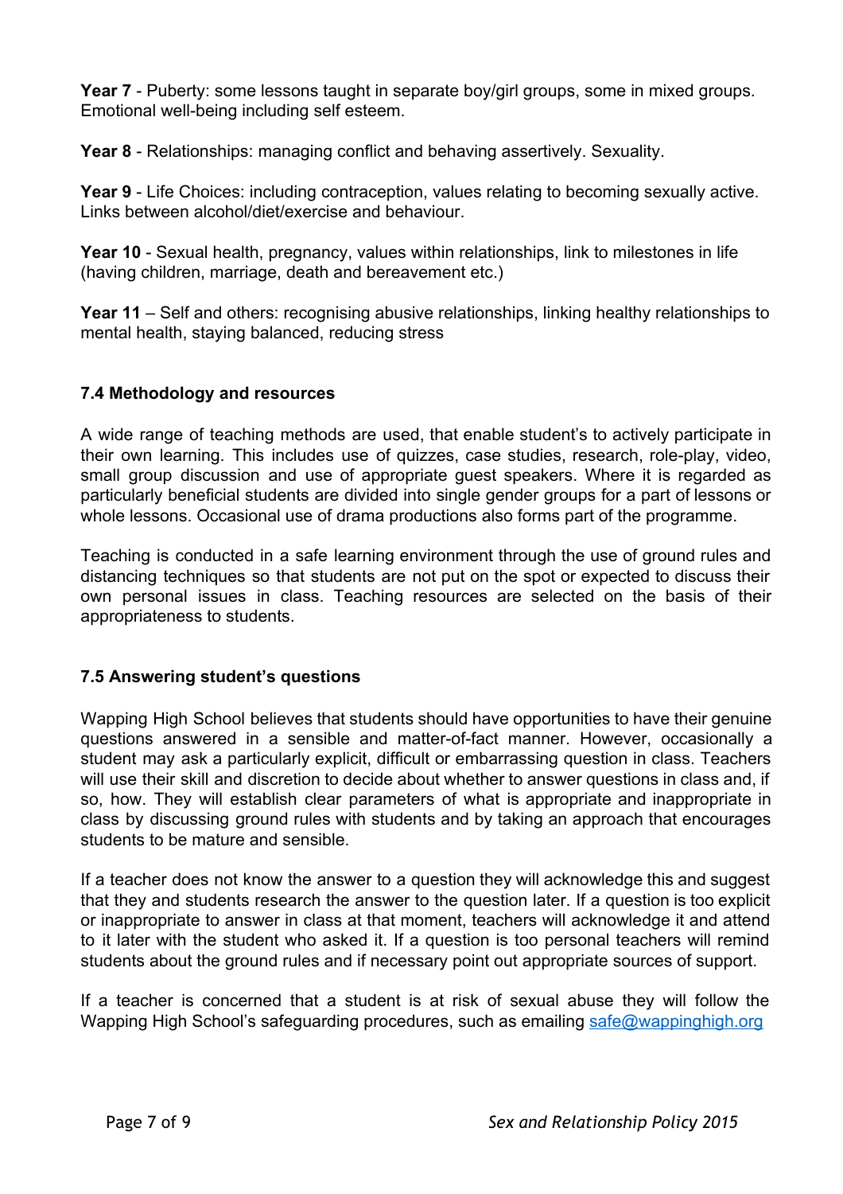**Year 7** - Puberty: some lessons taught in separate boy/girl groups, some in mixed groups. Emotional well-being including self esteem.

**Year 8** - Relationships: managing conflict and behaving assertively. Sexuality.

**Year 9** - Life Choices: including contraception, values relating to becoming sexually active. Links between alcohol/diet/exercise and behaviour.

**Year 10** - Sexual health, pregnancy, values within relationships, link to milestones in life (having children, marriage, death and bereavement etc.)

**Year 11** – Self and others: recognising abusive relationships, linking healthy relationships to mental health, staying balanced, reducing stress

### 7.4 Methodology and resources

A wide range of teaching methods are used, that enable student's to actively participate in their own learning. This includes use of quizzes, case studies, research, role-play, video, small group discussion and use of appropriate guest speakers. Where it is regarded as particularly beneficial students are divided into single gender groups for a part of lessons or whole lessons. Occasional use of drama productions also forms part of the programme.

Teaching is conducted in a safe learning environment through the use of ground rules and distancing techniques so that students are not put on the spot or expected to discuss their own personal issues in class. Teaching resources are selected on the basis of their appropriateness to students.

### 7.5 Answering student's questions

Wapping High School believes that students should have opportunities to have their genuine questions answered in a sensible and matter-of-fact manner. However, occasionally a student may ask a particularly explicit, difficult or embarrassing question in class. Teachers will use their skill and discretion to decide about whether to answer questions in class and, if so, how. They will establish clear parameters of what is appropriate and inappropriate in class by discussing ground rules with students and by taking an approach that encourages students to be mature and sensible.

If a teacher does not know the answer to a question they will acknowledge this and suggest that they and students research the answer to the question later. If a question is too explicit or inappropriate to answer in class at that moment, teachers will acknowledge it and attend to it later with the student who asked it. If a question is too personal teachers will remind students about the ground rules and if necessary point out appropriate sources of support.

If a teacher is concerned that a student is at risk of sexual abuse they will follow the Wapping High School's safeguarding procedures, such as emailing [safe@wappinghigh.org](mailto:safe@wappinghigh.org)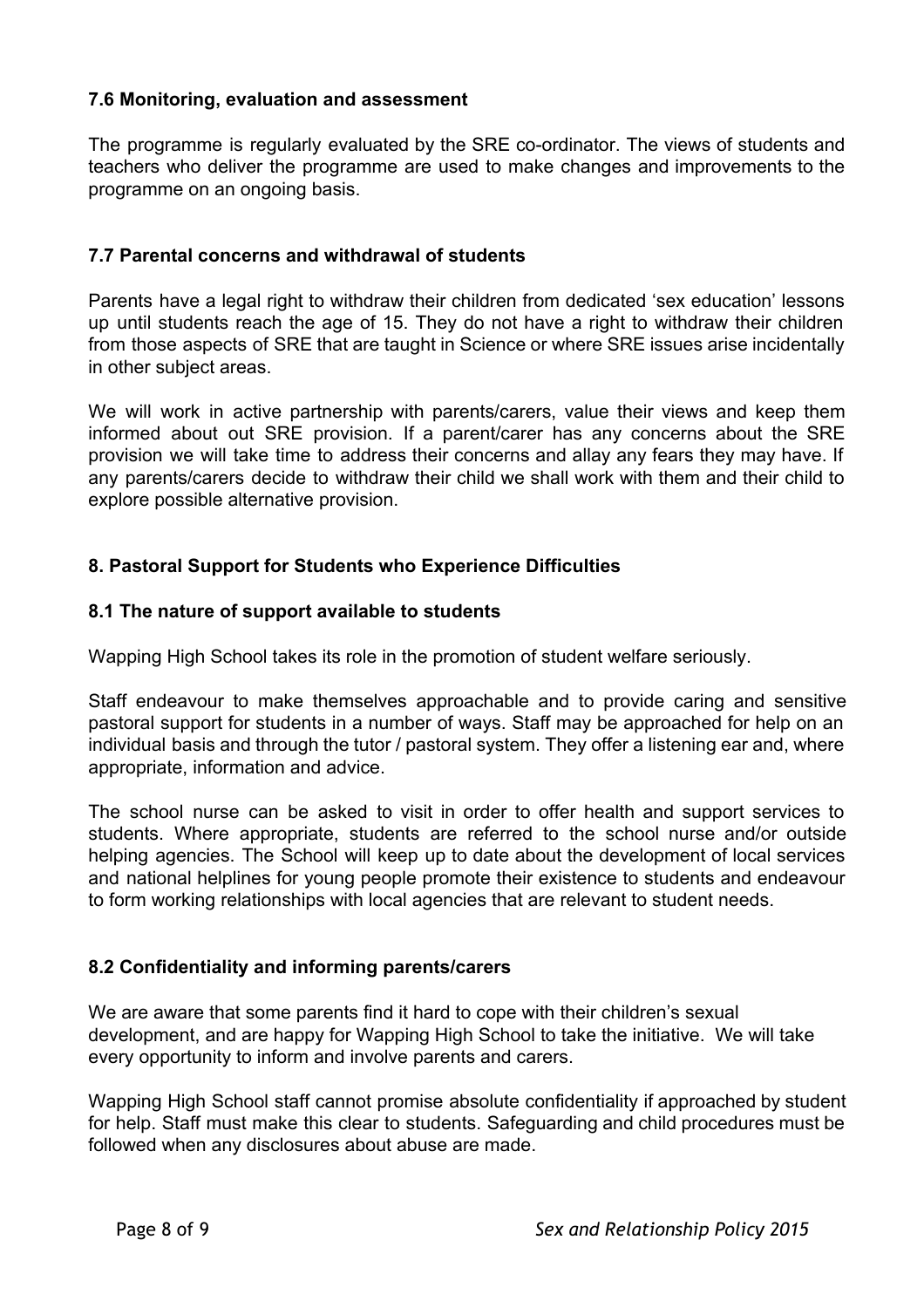### 7.6 Monitoring, evaluation and assessment

The programme is regularly evaluated by the SRE co-ordinator. The views of students and teachers who deliver the programme are used to make changes and improvements to the programme on an ongoing basis.

### 7.7 Parental concerns and withdrawal of students

Parents have a legal right to withdraw their children from dedicated 'sex education' lessons up until students reach the age of 15. They do not have a right to withdraw their children from those aspects of SRE that are taught in Science or where SRE issues arise incidentally in other subject areas.

We will work in active partnership with parents/carers, value their views and keep them informed about out SRE provision. If a parent/carer has any concerns about the SRE provision we will take time to address their concerns and allay any fears they may have. If any parents/carers decide to withdraw their child we shall work with them and their child to explore possible alternative provision.

## 8. Pastoral Support for Students who Experience Difficulties

### 8.1 The nature of support available to students

Wapping High School takes its role in the promotion of student welfare seriously.

Staff endeavour to make themselves approachable and to provide caring and sensitive pastoral support for students in a number of ways. Staff may be approached for help on an individual basis and through the tutor / pastoral system. They offer a listening ear and, where appropriate, information and advice.

The school nurse can be asked to visit in order to offer health and support services to students. Where appropriate, students are referred to the school nurse and/or outside helping agencies. The School will keep up to date about the development of local services and national helplines for young people promote their existence to students and endeavour to form working relationships with local agencies that are relevant to student needs.

### 8.2 Confidentiality and informing parents/carers

We are aware that some parents find it hard to cope with their children's sexual development, and are happy for Wapping High School to take the initiative. We will take every opportunity to inform and involve parents and carers.

Wapping High School staff cannot promise absolute confidentiality if approached by student for help. Staff must make this clear to students. Safeguarding and child procedures must be followed when any disclosures about abuse are made.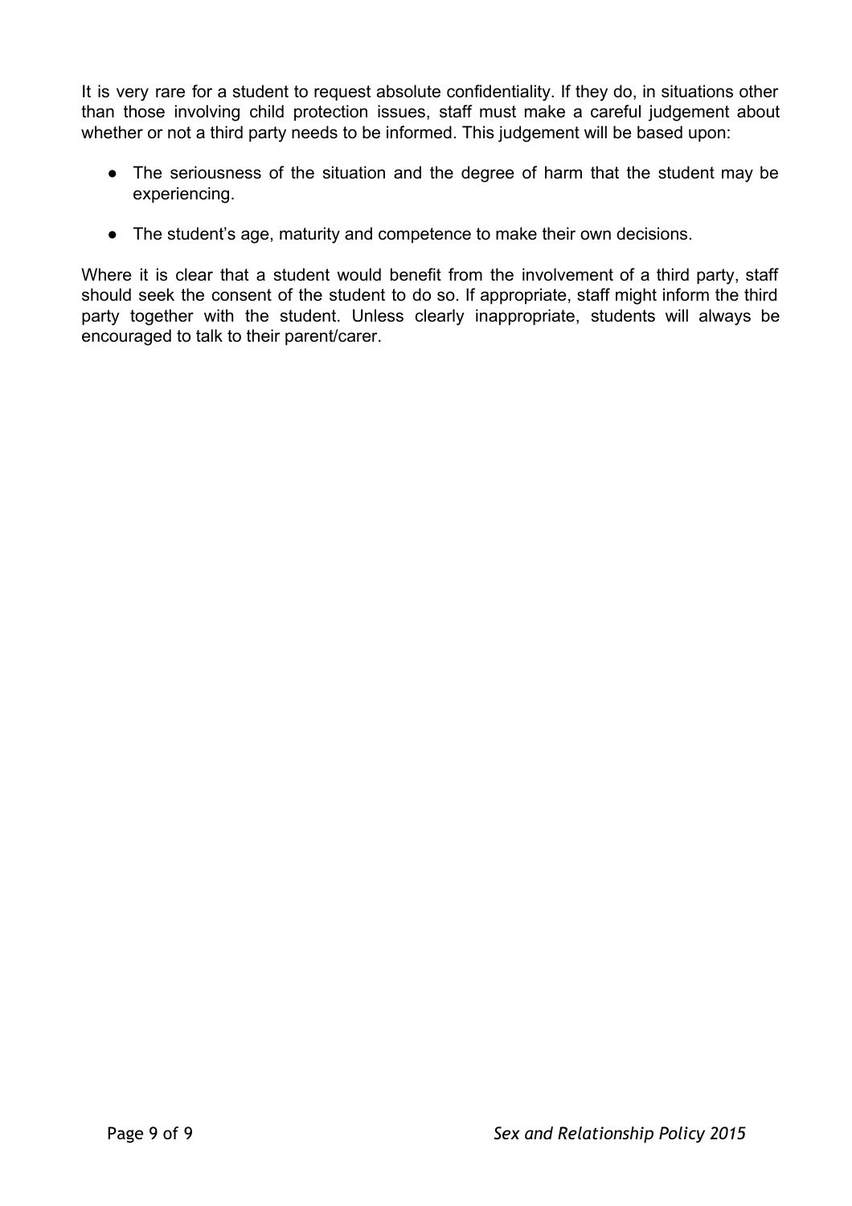It is very rare for a student to request absolute confidentiality. If they do, in situations other than those involving child protection issues, staff must make a careful judgement about whether or not a third party needs to be informed. This judgement will be based upon:

- The seriousness of the situation and the degree of harm that the student may be experiencing.
- The student's age, maturity and competence to make their own decisions.

Where it is clear that a student would benefit from the involvement of a third party, staff should seek the consent of the student to do so. If appropriate, staff might inform the third party together with the student. Unless clearly inappropriate, students will always be encouraged to talk to their parent/carer.